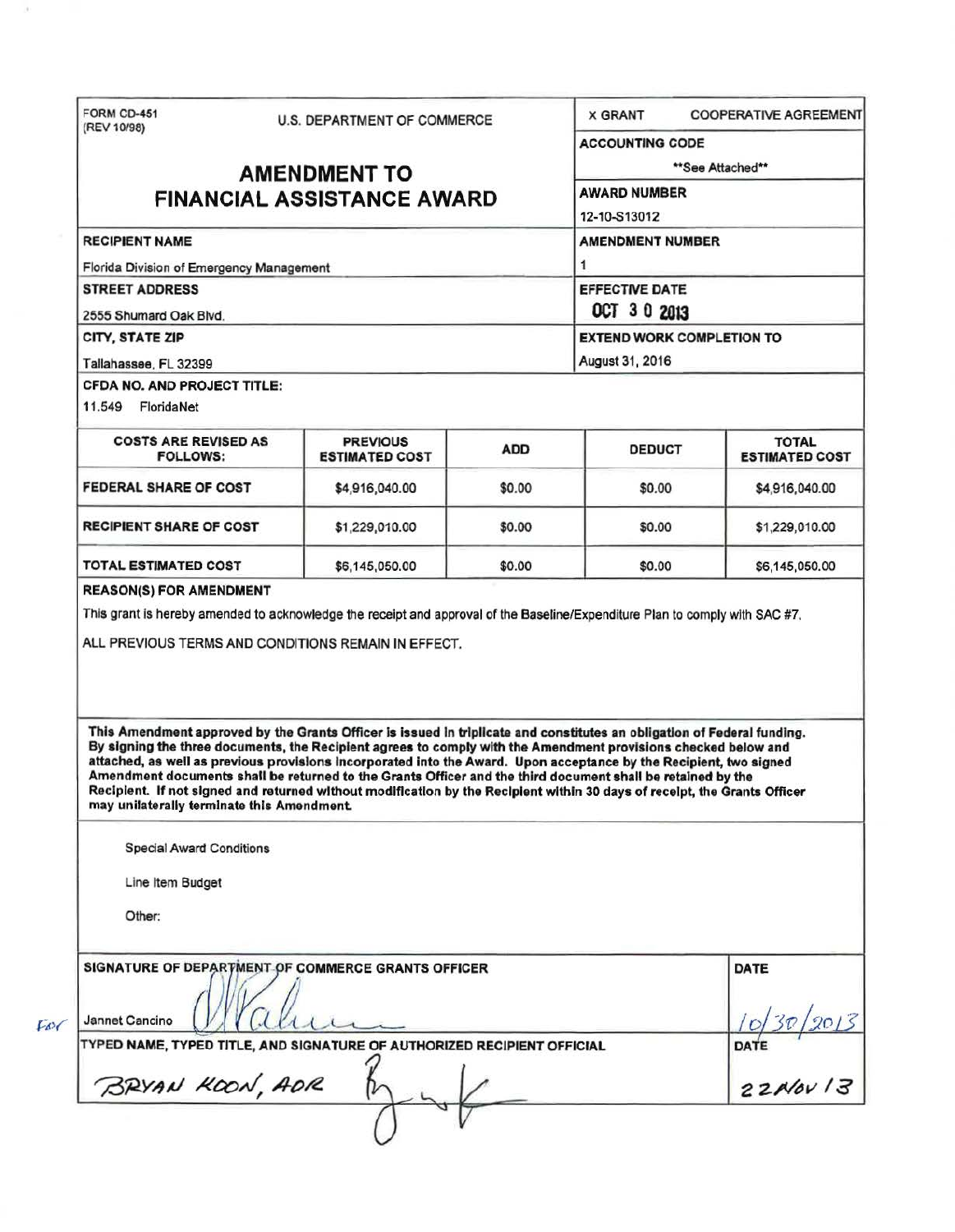FORM CD-451
(REV 10/98)

U.S. DEPARTMENT OF COMMERCE

# AMENDMENT TO FINANCIAL ASSISTANCE AWARD

X GRANT    COOPERATIVE AGREEMENT

**ACCOUNTING CODE**
**See Attached**

**AWARD NUMBER**
12-10-S13012

**AMENDMENT NUMBER**
1

**EFFECTIVE DATE**
OCT 3 0 2013

**EXTEND WORK COMPLETION TO**
August 31, 2016

**RECIPIENT NAME**
Florida Division of Emergency Management

**STREET ADDRESS**
2555 Shumard Oak Blvd.

**CITY, STATE ZIP**
Tallahassee, FL 32399

**CFDA NO. AND PROJECT TITLE:**
11.549 FloridaNet

| COSTS ARE REVISED AS FOLLOWS: | PREVIOUS ESTIMATED COST | ADD | DEDUCT | TOTAL ESTIMATED COST |
|---|---|---|---|---|
| FEDERAL SHARE OF COST | $4,916,040.00 | $0.00 | $0.00 | $4,916,040.00 |
| RECIPIENT SHARE OF COST | $1,229,010.00 | $0.00 | $0.00 | $1,229,010.00 |
| TOTAL ESTIMATED COST | $6,145,050.00 | $0.00 | $0.00 | $6,145,050.00 |

**REASON(S) FOR AMENDMENT**

This grant is hereby amended to acknowledge the receipt and approval of the Baseline/Expenditure Plan to comply with SAC #7.

ALL PREVIOUS TERMS AND CONDITIONS REMAIN IN EFFECT.

**This Amendment approved by the Grants Officer is issued in triplicate and constitutes an obligation of Federal funding. By signing the three documents, the Recipient agrees to comply with the Amendment provisions checked below and attached, as well as previous provisions incorporated into the Award. Upon acceptance by the Recipient, two signed Amendment documents shall be returned to the Grants Officer and the third document shall be retained by the Recipient. If not signed and returned without modification by the Recipient within 30 days of receipt, the Grants Officer may unilaterally terminate this Amendment.**

Special Award Conditions

Line Item Budget

Other:

| SIGNATURE OF DEPARTMENT OF COMMERCE GRANTS OFFICER | DATE |
|---|---|
| For Jannet Cancino | 10/30/2013 |

| TYPED NAME, TYPED TITLE, AND SIGNATURE OF AUTHORIZED RECIPIENT OFFICIAL | DATE |
|---|---|
| BRYAN KOON, ADR | 22 NOV 13 |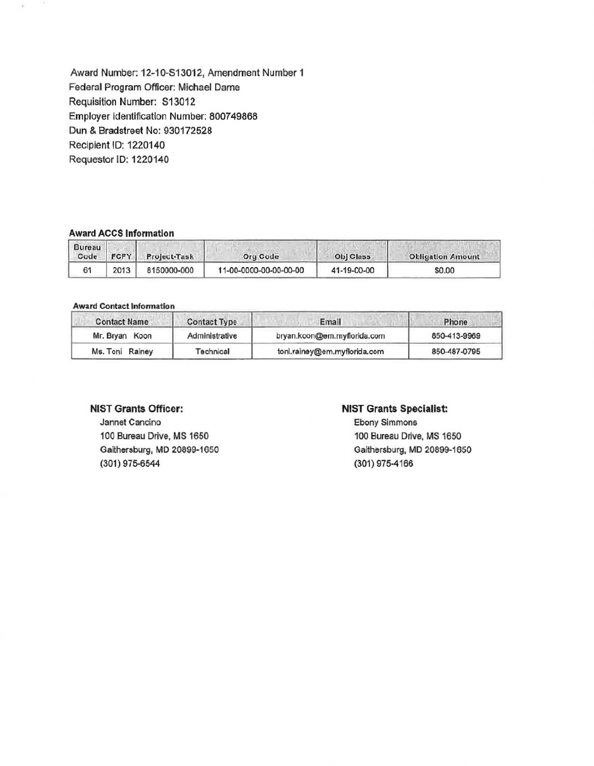Award Number: 12-10-S13012, Amendment Number 1
Federal Program Officer: Michael Dame
Requisition Number: S13012
Employer Identification Number: 800749868
Dun & Bradstreet No: 930172528
Recipient ID: 1220140
Requestor ID: 1220140

**Award ACCS Information**

| Bureau Code | FCFY | Project-Task | Org Code | Obj Class | Obligation Amount |
|---|---|---|---|---|---|
| 61 | 2013 | 8150000-000 | 11-00-0000-00-00-00-00 | 41-19-00-00 | $0.00 |

**Award Contact Information**

| Contact Name | Contact Type | Email | Phone |
|---|---|---|---|
| Mr. Bryan Koon | Administrative | bryan.koon@em.myflorida.com | 850-413-9969 |
| Ms. Toni Rainey | Technical | toni.rainey@em.myflorida.com | 850-487-0795 |

**NIST Grants Officer:**

Jannet Cancino
100 Bureau Drive, MS 1650
Gaithersburg, MD 20899-1650
(301) 975-6544

**NIST Grants Specialist:**

Ebony Simmons
100 Bureau Drive, MS 1650
Gaithersburg, MD 20899-1650
(301) 975-4166